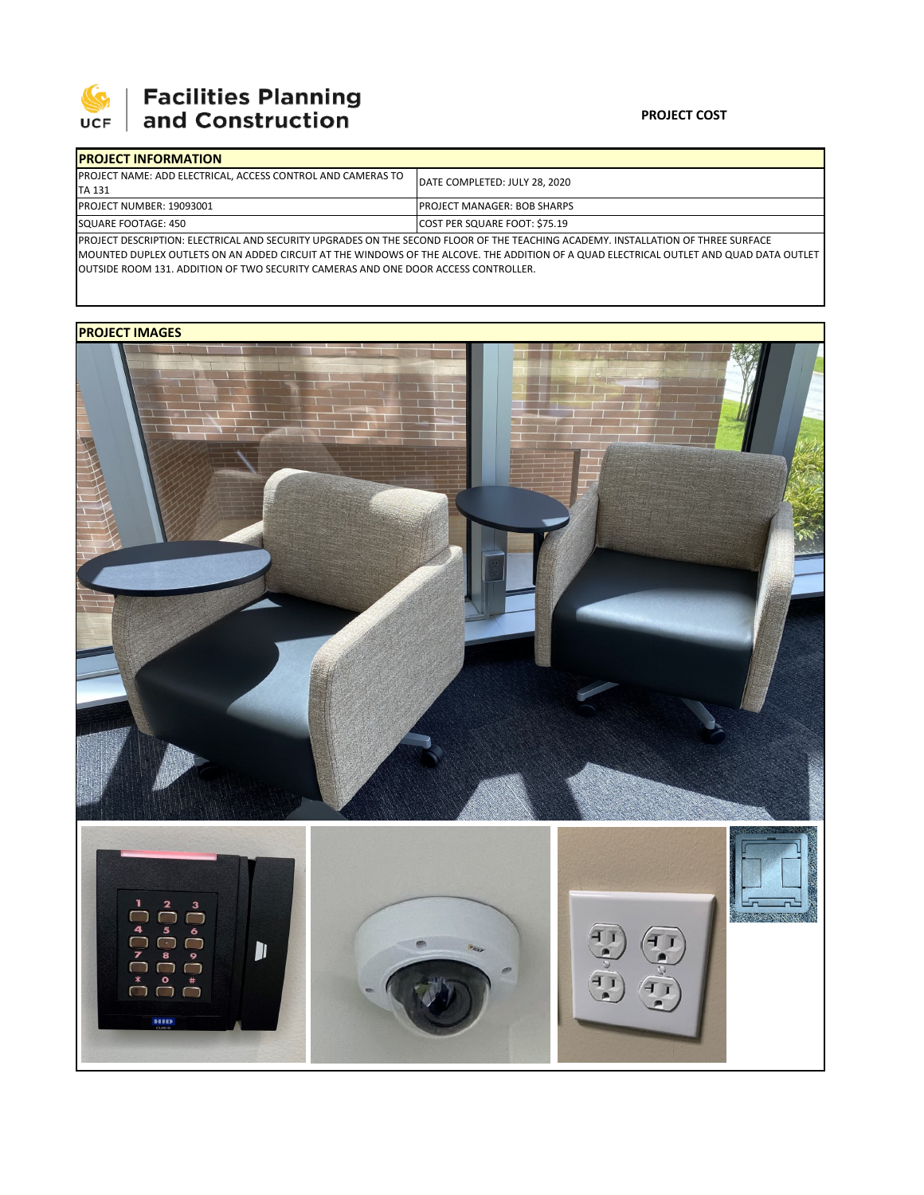**Facilities Planning and Construction**

**PROJECT COST**

| **PROJECT INFORMATION** | |
|---|---|
| PROJECT NAME: ADD ELECTRICAL, ACCESS CONTROL AND CAMERAS TO TA 131 | DATE COMPLETED: JULY 28, 2020 |
| PROJECT NUMBER: 19093001 | PROJECT MANAGER: BOB SHARPS |
| SQUARE FOOTAGE: 450 | COST PER SQUARE FOOT: $75.19 |

PROJECT DESCRIPTION: ELECTRICAL AND SECURITY UPGRADES ON THE SECOND FLOOR OF THE TEACHING ACADEMY. INSTALLATION OF THREE SURFACE MOUNTED DUPLEX OUTLETS ON AN ADDED CIRCUIT AT THE WINDOWS OF THE ALCOVE. THE ADDITION OF A QUAD ELECTRICAL OUTLET AND QUAD DATA OUTLET OUTSIDE ROOM 131. ADDITION OF TWO SECURITY CAMERAS AND ONE DOOR ACCESS CONTROLLER.

**PROJECT IMAGES**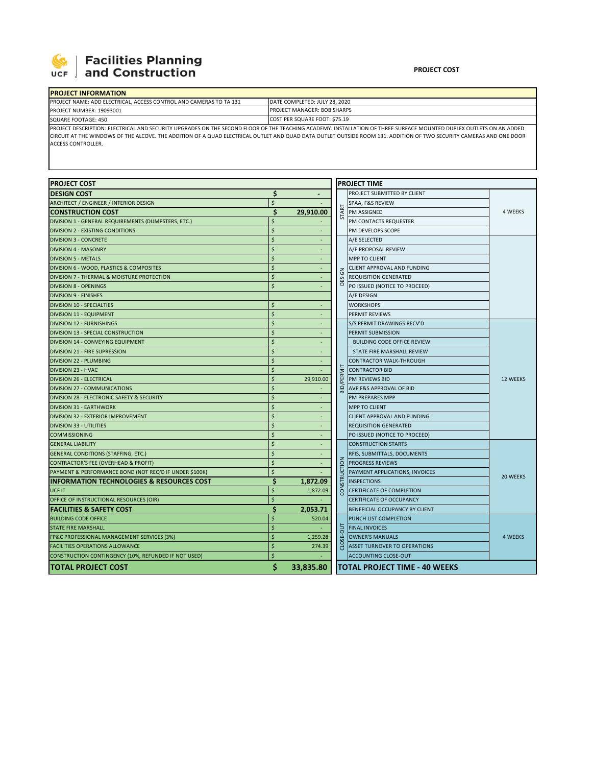**Facilities Planning and Construction**

**PROJECT COST**

| **PROJECT INFORMATION** | |
|---|---|
| PROJECT NAME: ADD ELECTRICAL, ACCESS CONTROL AND CAMERAS TO TA 131 | DATE COMPLETED: JULY 28, 2020 |
| PROJECT NUMBER: 19093001 | PROJECT MANAGER: BOB SHARPS |
| SQUARE FOOTAGE: 450 | COST PER SQUARE FOOT: $75.19 |

PROJECT DESCRIPTION: ELECTRICAL AND SECURITY UPGRADES ON THE SECOND FLOOR OF THE TEACHING ACADEMY. INSTALLATION OF THREE SURFACE MOUNTED DUPLEX OUTLETS ON AN ADDED CIRCUIT AT THE WINDOWS OF THE ALCOVE. THE ADDITION OF A QUAD ELECTRICAL OUTLET AND QUAD DATA OUTLET OUTSIDE ROOM 131. ADDITION OF TWO SECURITY CAMERAS AND ONE DOOR ACCESS CONTROLLER.

| **PROJECT COST** | | |
|---|---|---|
| **DESIGN COST** | **$** | **-** |
| ARCHITECT / ENGINEER / INTERIOR DESIGN | $ | - |
| **CONSTRUCTION COST** | **$** | **29,910.00** |
| DIVISION 1 - GENERAL REQUIREMENTS (DUMPSTERS, ETC.) | $ | - |
| DIVISION 2 - EXISTING CONDITIONS | $ | - |
| DIVISION 3 - CONCRETE | $ | - |
| DIVISION 4 - MASONRY | $ | - |
| DIVISION 5 - METALS | $ | - |
| DIVISION 6 - WOOD, PLASTICS & COMPOSITES | $ | - |
| DIVISION 7 - THERMAL & MOISTURE PROTECTION | $ | - |
| DIVISION 8 - OPENINGS | $ | - |
| DIVISION 9 - FINISHES | | |
| DIVISION 10 - SPECIALTIES | $ | - |
| DIVISION 11 - EQUIPMENT | $ | - |
| DIVISION 12 - FURNISHINGS | $ | - |
| DIVISION 13 - SPECIAL CONSTRUCTION | $ | - |
| DIVISION 14 - CONVEYING EQUIPMENT | $ | - |
| DIVISION 21 - FIRE SUPRESSION | $ | - |
| DIVISION 22 - PLUMBING | $ | - |
| DIVISION 23 - HVAC | $ | - |
| DIVISION 26 - ELECTRICAL | $ | 29,910.00 |
| DIVISION 27 - COMMUNICATIONS | $ | - |
| DIVISION 28 - ELECTRONIC SAFETY & SECURITY | $ | - |
| DIVISION 31 - EARTHWORK | $ | - |
| DIVISION 32 - EXTERIOR IMPROVEMENT | $ | - |
| DIVISION 33 - UTILITIES | $ | - |
| COMMISSIONING | $ | - |
| GENERAL LIABILITY | $ | - |
| GENERAL CONDITIONS (STAFFING, ETC.) | $ | - |
| CONTRACTOR'S FEE (OVERHEAD & PROFIT) | $ | - |
| PAYMENT & PERFORMANCE BOND (NOT REQ'D IF UNDER $100K) | $ | - |
| **INFORMATION TECHNOLOGIES & RESOURCES COST** | **$** | **1,872.09** |
| UCF IT | $ | 1,872.09 |
| OFFICE OF INSTRUCTIONAL RESOURCES (OIR) | $ | - |
| **FACILITIES & SAFETY COST** | **$** | **2,053.71** |
| BUILDING CODE OFFICE | $ | 520.04 |
| STATE FIRE MARSHALL | $ | - |
| FP&C PROFESSIONAL MANAGEMENT SERVICES (3%) | $ | 1,259.28 |
| FACILITIES OPERATIONS ALLOWANCE | $ | 274.39 |
| CONSTRUCTION CONTINGENCY (10%, REFUNDED IF NOT USED) | $ | - |
| **TOTAL PROJECT COST** | **$** | **33,835.80** |

| **PROJECT TIME** | | |
|---|---|---|
| START | PROJECT SUBMITTED BY CLIENT | 4 WEEKS |
| | SPAA, F&S REVIEW | |
| | PM ASSIGNED | |
| | PM CONTACTS REQUESTER | |
| | PM DEVELOPS SCOPE | |
| DESIGN | A/E SELECTED | |
| | A/E PROPOSAL REVIEW | |
| | MPP TO CLIENT | |
| | CLIENT APPROVAL AND FUNDING | |
| | REQUISITION GENERATED | |
| | PO ISSUED (NOTICE TO PROCEED) | |
| | A/E DESIGN | |
| | WORKSHOPS | |
| | PERMIT REVIEWS | |
| BID/PERMIT | S/S PERMIT DRAWINGS RECV'D | 12 WEEKS |
| | PERMIT SUBMISSION | |
| | BUILDING CODE OFFICE REVIEW | |
| | STATE FIRE MARSHALL REVIEW | |
| | CONTRACTOR WALK-THROUGH | |
| | CONTRACTOR BID | |
| | PM REVIEWS BID | |
| | AVP F&S APPROVAL OF BID | |
| | PM PREPARES MPP | |
| | MPP TO CLIENT | |
| | CLIENT APPROVAL AND FUNDING | |
| | REQUISITION GENERATED | |
| | PO ISSUED (NOTICE TO PROCEED) | |
| CONSTRUCTION | CONSTRUCTION STARTS | 20 WEEKS |
| | RFIS, SUBMITTALS, DOCUMENTS | |
| | PROGRESS REVIEWS | |
| | PAYMENT APPLICATIONS, INVOICES | |
| | INSPECTIONS | |
| | CERTIFICATE OF COMPLETION | |
| | CERTIFICATE OF OCCUPANCY | |
| | BENEFICIAL OCCUPANCY BY CLIENT | |
| CLOSE-OUT | PUNCH LIST COMPLETION | 4 WEEKS |
| | FINAL INVOICES | |
| | OWNER'S MANUALS | |
| | ASSET TURNOVER TO OPERATIONS | |
| | ACCOUNTING CLOSE-OUT | |
| **TOTAL PROJECT TIME - 40 WEEKS** | | |